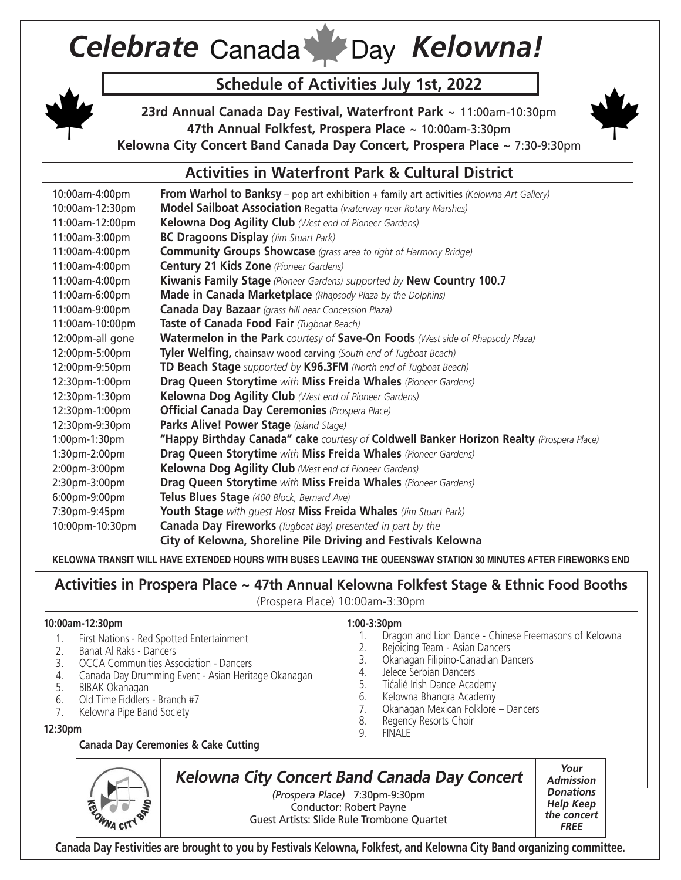# *Celebrate* Canada Day *Kelowna!*

## Schedule of Activities July 1st, 2022

**23rd Annual Canada Day Festival, Waterfront Park** ~ 11:00am-10:30pm
**47th Annual Folkfest, Prospera Place** ~ 10:00am-3:30pm
**Kelowna City Concert Band Canada Day Concert, Prospera Place** ~ 7:30-9:30pm

## Activities in Waterfront Park & Cultural District

| | |
|---|---|
| 10:00am-4:00pm | **From Warhol to Banksy** – pop art exhibition + family art activities *(Kelowna Art Gallery)* |
| 10:00am-12:30pm | **Model Sailboat Association** Regatta *(waterway near Rotary Marshes)* |
| 11:00am-12:00pm | **Kelowna Dog Agility Club** *(West end of Pioneer Gardens)* |
| 11:00am-3:00pm | **BC Dragoons Display** *(Jim Stuart Park)* |
| 11:00am-4:00pm | **Community Groups Showcase** *(grass area to right of Harmony Bridge)* |
| 11:00am-4:00pm | **Century 21 Kids Zone** *(Pioneer Gardens)* |
| 11:00am-4:00pm | **Kiwanis Family Stage** *(Pioneer Gardens) supported by* **New Country 100.7** |
| 11:00am-6:00pm | **Made in Canada Marketplace** *(Rhapsody Plaza by the Dolphins)* |
| 11:00am-9:00pm | **Canada Day Bazaar** *(grass hill near Concession Plaza)* |
| 11:00am-10:00pm | **Taste of Canada Food Fair** *(Tugboat Beach)* |
| 12:00pm-all gone | **Watermelon in the Park** *courtesy of* **Save-On Foods** *(West side of Rhapsody Plaza)* |
| 12:00pm-5:00pm | **Tyler Welfing,** chainsaw wood carving *(South end of Tugboat Beach)* |
| 12:00pm-9:50pm | **TD Beach Stage** *supported by* **K96.3FM** *(North end of Tugboat Beach)* |
| 12:30pm-1:00pm | **Drag Queen Storytime** *with* **Miss Freida Whales** *(Pioneer Gardens)* |
| 12:30pm-1:30pm | **Kelowna Dog Agility Club** *(West end of Pioneer Gardens)* |
| 12:30pm-1:00pm | **Official Canada Day Ceremonies** *(Prospera Place)* |
| 12:30pm-9:30pm | **Parks Alive! Power Stage** *(Island Stage)* |
| 1:00pm-1:30pm | **"Happy Birthday Canada" cake** *courtesy of* **Coldwell Banker Horizon Realty** *(Prospera Place)* |
| 1:30pm-2:00pm | **Drag Queen Storytime** *with* **Miss Freida Whales** *(Pioneer Gardens)* |
| 2:00pm-3:00pm | **Kelowna Dog Agility Club** *(West end of Pioneer Gardens)* |
| 2:30pm-3:00pm | **Drag Queen Storytime** *with* **Miss Freida Whales** *(Pioneer Gardens)* |
| 6:00pm-9:00pm | **Telus Blues Stage** *(400 Block, Bernard Ave)* |
| 7:30pm-9:45pm | **Youth Stage** *with guest Host* **Miss Freida Whales** *(Jim Stuart Park)* |
| 10:00pm-10:30pm | **Canada Day Fireworks** *(Tugboat Bay) presented in part by the* **City of Kelowna, Shoreline Pile Driving and Festivals Kelowna** |

**KELOWNA TRANSIT WILL HAVE EXTENDED HOURS WITH BUSES LEAVING THE QUEENSWAY STATION 30 MINUTES AFTER FIREWORKS END**

## Activities in Prospera Place ~ 47th Annual Kelowna Folkfest Stage & Ethnic Food Booths

(Prospera Place) 10:00am-3:30pm

**10:00am-12:30pm**

1. First Nations - Red Spotted Entertainment
2. Banat Al Raks - Dancers
3. OCCA Communities Association - Dancers
4. Canada Day Drumming Event - Asian Heritage Okanagan
5. BIBAK Okanagan
6. Old Time Fiddlers - Branch #7
7. Kelowna Pipe Band Society

**12:30pm**

**Canada Day Ceremonies & Cake Cutting**

**1:00-3:30pm**

1. Dragon and Lion Dance - Chinese Freemasons of Kelowna
2. Rejoicing Team - Asian Dancers
3. Okanagan Filipino-Canadian Dancers
4. Jelece Serbian Dancers
5. Tićalié Irish Dance Academy
6. Kelowna Bhangra Academy
7. Okanagan Mexican Folklore – Dancers
8. Regency Resorts Choir
9. FINALE

### *Kelowna City Concert Band Canada Day Concert*

*(Prospera Place)* 7:30pm-9:30pm
Conductor: Robert Payne
Guest Artists: Slide Rule Trombone Quartet

***Your Admission Donations Help Keep the concert FREE***

**Canada Day Festivities are brought to you by Festivals Kelowna, Folkfest, and Kelowna City Band organizing committee.**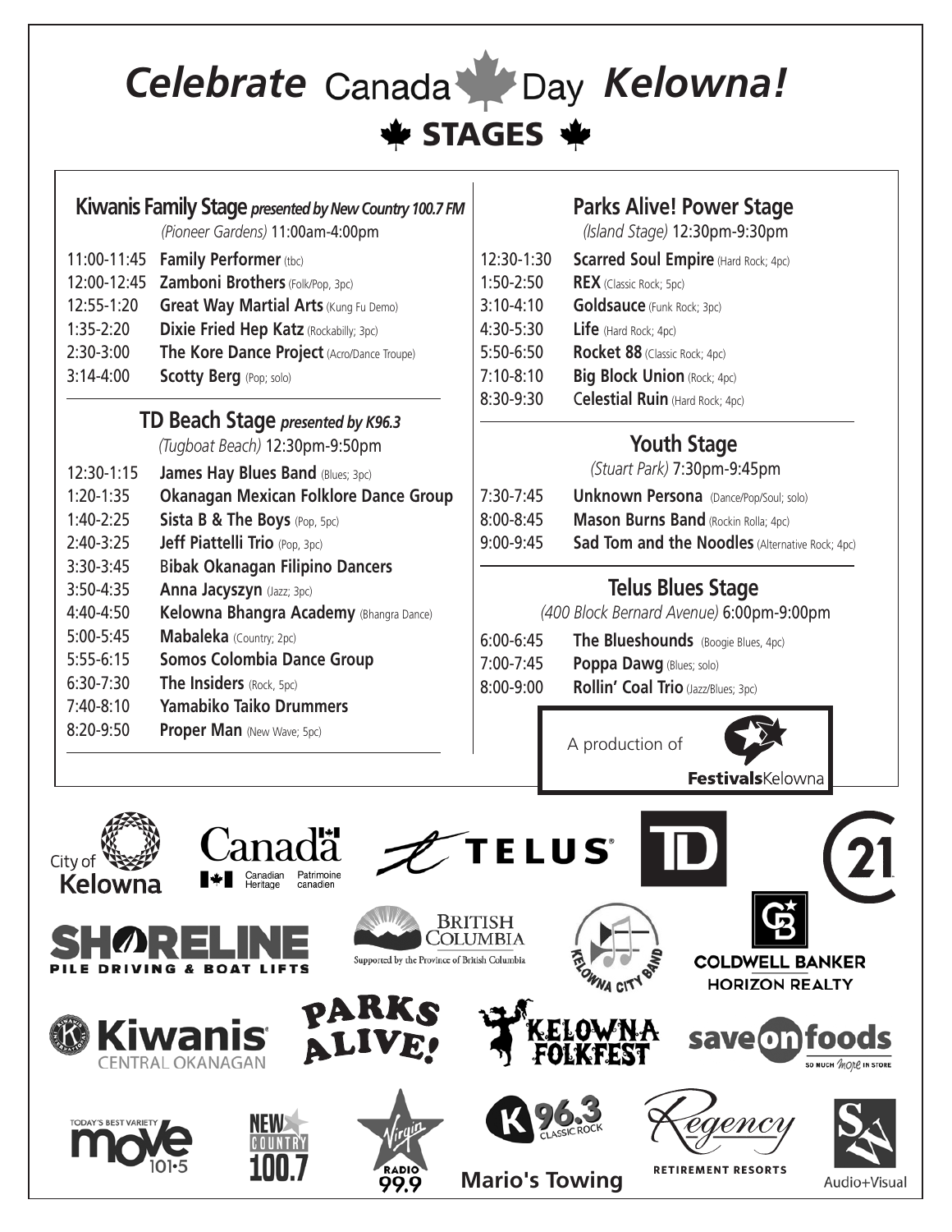# *Celebrate* Canada Day *Kelowna!*

## STAGES

### Kiwanis Family Stage *presented by New Country 100.7 FM*

*(Pioneer Gardens)* 11:00am-4:00pm

| | |
|---|---|
| 11:00-11:45 | **Family Performer** (tbc) |
| 12:00-12:45 | **Zamboni Brothers** (Folk/Pop, 3pc) |
| 12:55-1:20 | **Great Way Martial Arts** (Kung Fu Demo) |
| 1:35-2:20 | **Dixie Fried Hep Katz** (Rockabilly; 3pc) |
| 2:30-3:00 | **The Kore Dance Project** (Acro/Dance Troupe) |
| 3:14-4:00 | **Scotty Berg** (Pop; solo) |

### TD Beach Stage *presented by K96.3*

*(Tugboat Beach)* 12:30pm-9:50pm

| | |
|---|---|
| 12:30-1:15 | **James Hay Blues Band** (Blues; 3pc) |
| 1:20-1:35 | **Okanagan Mexican Folklore Dance Group** |
| 1:40-2:25 | **Sista B & The Boys** (Pop, 5pc) |
| 2:40-3:25 | **Jeff Piattelli Trio** (Pop, 3pc) |
| 3:30-3:45 | **Bibak Okanagan Filipino Dancers** |
| 3:50-4:35 | **Anna Jacyszyn** (Jazz; 3pc) |
| 4:40-4:50 | **Kelowna Bhangra Academy** (Bhangra Dance) |
| 5:00-5:45 | **Mabaleka** (Country; 2pc) |
| 5:55-6:15 | **Somos Colombia Dance Group** |
| 6:30-7:30 | **The Insiders** (Rock, 5pc) |
| 7:40-8:10 | **Yamabiko Taiko Drummers** |
| 8:20-9:50 | **Proper Man** (New Wave; 5pc) |

### Parks Alive! Power Stage

*(Island Stage)* 12:30pm-9:30pm

| | |
|---|---|
| 12:30-1:30 | **Scarred Soul Empire** (Hard Rock; 4pc) |
| 1:50-2:50 | **REX** (Classic Rock; 5pc) |
| 3:10-4:10 | **Goldsauce** (Funk Rock; 3pc) |
| 4:30-5:30 | **Life** (Hard Rock; 4pc) |
| 5:50-6:50 | **Rocket 88** (Classic Rock; 4pc) |
| 7:10-8:10 | **Big Block Union** (Rock; 4pc) |
| 8:30-9:30 | **Celestial Ruin** (Hard Rock; 4pc) |

### Youth Stage

*(Stuart Park)* 7:30pm-9:45pm

| | |
|---|---|
| 7:30-7:45 | **Unknown Persona** (Dance/Pop/Soul; solo) |
| 8:00-8:45 | **Mason Burns Band** (Rockin Rolla; 4pc) |
| 9:00-9:45 | **Sad Tom and the Noodles** (Alternative Rock; 4pc) |

### Telus Blues Stage

*(400 Block Bernard Avenue)* 6:00pm-9:00pm

| | |
|---|---|
| 6:00-6:45 | **The Blueshounds** (Boogie Blues, 4pc) |
| 7:00-7:45 | **Poppa Dawg** (Blues; solo) |
| 8:00-9:00 | **Rollin' Coal Trio** (Jazz/Blues; 3pc) |

A production of **Festivals**Kelowna

City of Kelowna · Canada · Canadian Heritage / Patrimoine canadien · TELUS · TD · 21 · Shoreline Pile Driving & Boat Lifts · British Columbia — Supported by the Province of British Columbia · Kelowna City Band · Coldwell Banker Horizon Realty · Kiwanis Central Okanagan · Parks Alive! · Kelowna Folkfest · save on foods — So much more in store · Today's Best Variety move 101.5 · New Country 100.7 · Virgin Radio 99.9 · K96.3 Classic Rock · Mario's Towing · Regency Retirement Resorts · Audio+Visual